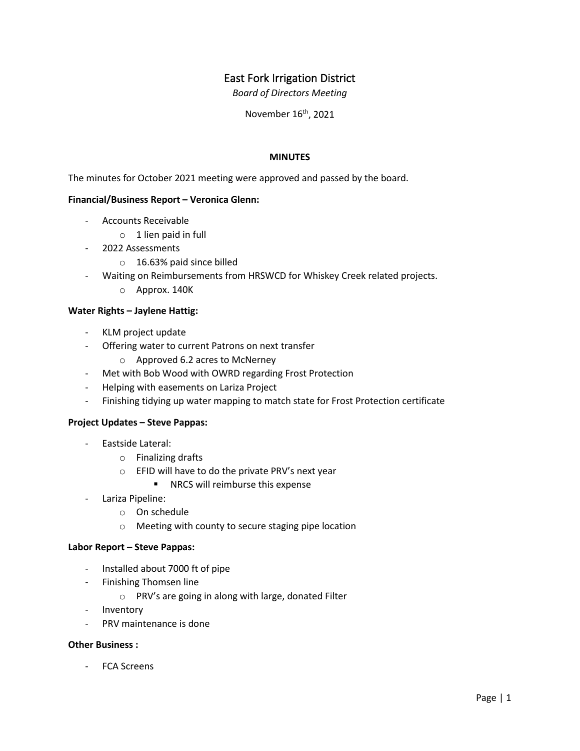# East Fork Irrigation District

*Board of Directors Meeting*

November 16th, 2021

## MINUTES

The minutes for October 2021 meeting were approved and passed by the board.

**Financial/Business Report – Veronica Glenn:**

- Accounts Receivable
  - 1 lien paid in full
- 2022 Assessments
  - 16.63% paid since billed
- Waiting on Reimbursements from HRSWCD for Whiskey Creek related projects.
  - Approx. 140K

**Water Rights – Jaylene Hattig:**

- KLM project update
- Offering water to current Patrons on next transfer
  - Approved 6.2 acres to McNerney
- Met with Bob Wood with OWRD regarding Frost Protection
- Helping with easements on Lariza Project
- Finishing tidying up water mapping to match state for Frost Protection certificate

**Project Updates – Steve Pappas:**

- Eastside Lateral:
  - Finalizing drafts
  - EFID will have to do the private PRV's next year
    - NRCS will reimburse this expense
- Lariza Pipeline:
  - On schedule
  - Meeting with county to secure staging pipe location

**Labor Report – Steve Pappas:**

- Installed about 7000 ft of pipe
- Finishing Thomsen line
  - PRV's are going in along with large, donated Filter
- Inventory
- PRV maintenance is done

**Other Business :**

- FCA Screens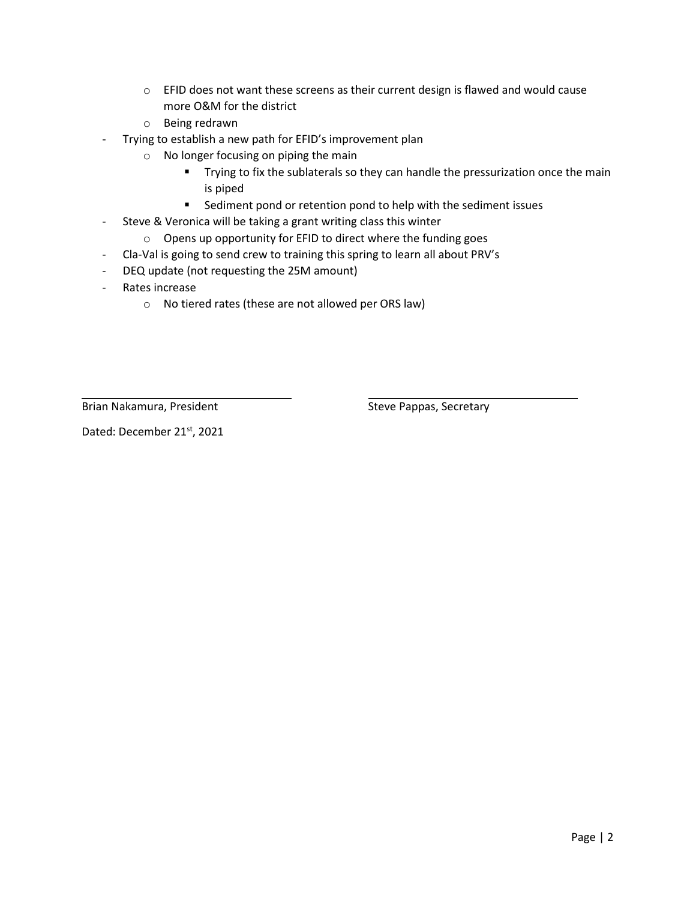- EFID does not want these screens as their current design is flawed and would cause more O&M for the district
    - Being redrawn
- Trying to establish a new path for EFID's improvement plan
    - No longer focusing on piping the main
        - Trying to fix the sublaterals so they can handle the pressurization once the main is piped
        - Sediment pond or retention pond to help with the sediment issues
- Steve & Veronica will be taking a grant writing class this winter
    - Opens up opportunity for EFID to direct where the funding goes
- Cla-Val is going to send crew to training this spring to learn all about PRV's
- DEQ update (not requesting the 25M amount)
- Rates increase
    - No tiered rates (these are not allowed per ORS law)

\_\_\_\_\_\_\_\_\_\_\_\_\_\_\_\_\_\_\_\_\_\_\_\_\_\_\_\_\_\_\_\_ \_\_\_\_\_\_\_\_\_\_\_\_\_\_\_\_\_\_\_\_\_\_\_\_\_\_\_\_\_\_\_\_

Brian Nakamura, President Steve Pappas, Secretary

Dated: December 21st, 2021